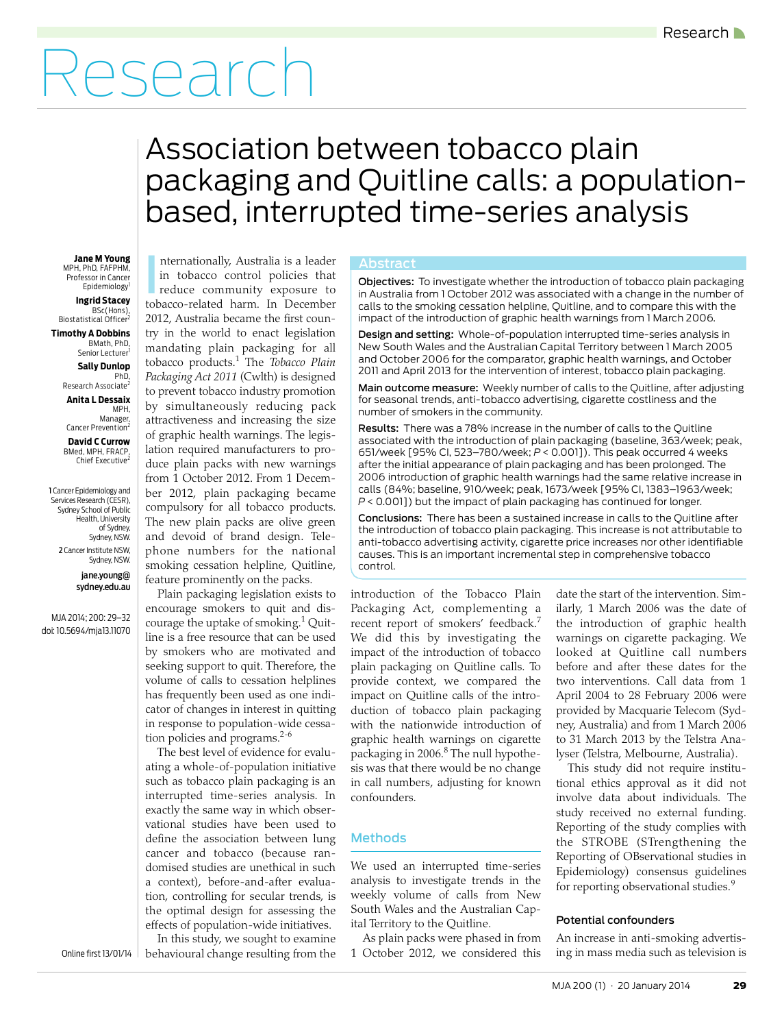# Association between tobacco plain packaging and Quitline calls: a population-based, interrupted time-series analysis

**Jane M Young** MPH, PhD, FAFPHM, Professor in Cancer Epidemiology[1]

**Ingrid Stacey** BSc(Hons), Biostatistical Officer[1]

**Timothy A Dobbins** BMath, PhD, Senior Lecturer[1]

**Sally Dunlop** PhD, Research Associate[2]

**Anita L Dessaix** MPH, Manager, Cancer Prevention[2]

**David C Currow** BMed, MPH, FRACP, Chief Executive[2]

1 Cancer Epidemiology and Services Research (CESR), Sydney School of Public Health, University of Sydney, Sydney, NSW.

2 Cancer Institute NSW, Sydney, NSW.

jane.young@sydney.edu.au

MJA 2014; 200: 29–32
doi: 10.5694/mja13.11070

Online first 13/01/14

## Abstract

**Objectives:** To investigate whether the introduction of tobacco plain packaging in Australia from 1 October 2012 was associated with a change in the number of calls to the smoking cessation helpline, Quitline, and to compare this with the impact of the introduction of graphic health warnings from 1 March 2006.

**Design and setting:** Whole-of-population interrupted time-series analysis in New South Wales and the Australian Capital Territory between 1 March 2005 and October 2006 for the comparator, graphic health warnings, and October 2011 and April 2013 for the intervention of interest, tobacco plain packaging.

**Main outcome measure:** Weekly number of calls to the Quitline, after adjusting for seasonal trends, anti-tobacco advertising, cigarette costliness and the number of smokers in the community.

**Results:** There was a 78% increase in the number of calls to the Quitline associated with the introduction of plain packaging (baseline, 363/week; peak, 651/week [95% CI, 523–780/week; $P < 0.001$]). This peak occurred 4 weeks after the initial appearance of plain packaging and has been prolonged. The 2006 introduction of graphic health warnings had the same relative increase in calls (84%; baseline, 910/week; peak, 1673/week [95% CI, 1383–1963/week; $P < 0.001$]) but the impact of plain packaging has continued for longer.

**Conclusions:** There has been a sustained increase in calls to the Quitline after the introduction of tobacco plain packaging. This increase is not attributable to anti-tobacco advertising activity, cigarette price increases nor other identifiable causes. This is an important incremental step in comprehensive tobacco control.

Internationally, Australia is a leader in tobacco control policies that reduce community exposure to tobacco-related harm. In December 2012, Australia became the first country in the world to enact legislation mandating plain packaging for all tobacco products.[1] The *Tobacco Plain Packaging Act 2011* (Cwlth) is designed to prevent tobacco industry promotion by simultaneously reducing pack attractiveness and increasing the size of graphic health warnings. The legislation required manufacturers to produce plain packs with new warnings from 1 October 2012. From 1 December 2012, plain packaging became compulsory for all tobacco products. The new plain packs are olive green and devoid of brand design. Telephone numbers for the national smoking cessation helpline, Quitline, feature prominently on the packs.

Plain packaging legislation exists to encourage smokers to quit and discourage the uptake of smoking.[1] Quitline is a free resource that can be used by smokers who are motivated and seeking support to quit. Therefore, the volume of calls to cessation helplines has frequently been used as one indicator of changes in interest in quitting in response to population-wide cessation policies and programs.[2-6]

The best level of evidence for evaluating a whole-of-population initiative such as tobacco plain packaging is an interrupted time-series analysis. In exactly the same way in which observational studies have been used to define the association between lung cancer and tobacco (because randomised studies are unethical in such a context), before-and-after evaluation, controlling for secular trends, is the optimal design for assessing the effects of population-wide initiatives.

In this study, we sought to examine behavioural change resulting from the introduction of the Tobacco Plain Packaging Act, complementing a recent report of smokers' feedback.[7] We did this by investigating the impact of the introduction of tobacco plain packaging on Quitline calls. To provide context, we compared the impact on Quitline calls of the introduction of tobacco plain packaging with the nationwide introduction of graphic health warnings on cigarette packaging in 2006.[8] The null hypothesis was that there would be no change in call numbers, adjusting for known confounders.

## Methods

We used an interrupted time-series analysis to investigate trends in the weekly volume of calls from New South Wales and the Australian Capital Territory to the Quitline.

As plain packs were phased in from 1 October 2012, we considered this date the start of the intervention. Similarly, 1 March 2006 was the date of the introduction of graphic health warnings on cigarette packaging. We looked at Quitline call numbers before and after these dates for the two interventions. Call data from 1 April 2004 to 28 February 2006 were provided by Macquarie Telecom (Sydney, Australia) and from 1 March 2006 to 31 March 2013 by the Telstra Analyser (Telstra, Melbourne, Australia).

This study did not require institutional ethics approval as it did not involve data about individuals. The study received no external funding. Reporting of the study complies with the STROBE (STrengthening the Reporting of OBservational studies in Epidemiology) consensus guidelines for reporting observational studies.[9]

### Potential confounders

An increase in anti-smoking advertising in mass media such as television is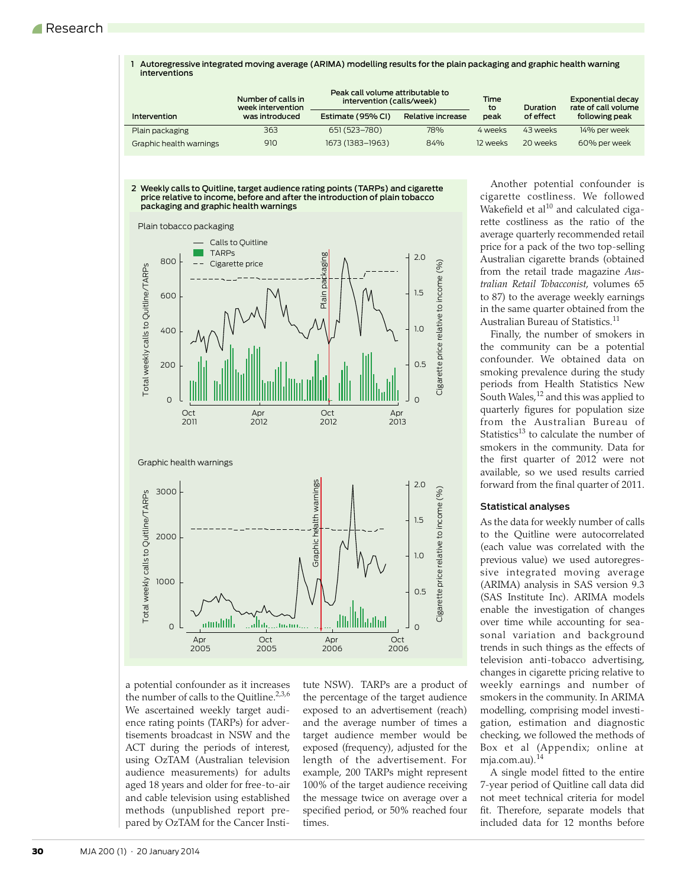**1 Autoregressive integrated moving average (ARIMA) modelling results for the plain packaging and graphic health warning interventions**

| Intervention | Number of calls in week intervention was introduced | Peak call volume attributable to intervention (calls/week) | | Time to peak | Duration of effect | Exponential decay rate of call volume following peak |
|---|---|---|---|---|---|---|
| | | Estimate (95% CI) | Relative increase | | | |
| Plain packaging | 363 | 651 (523–780) | 78% | 4 weeks | 43 weeks | 14% per week |
| Graphic health warnings | 910 | 1673 (1383–1963) | 84% | 12 weeks | 20 weeks | 60% per week |

**2 Weekly calls to Quitline, target audience rating points (TARPs) and cigarette price relative to income, before and after the introduction of plain tobacco packaging and graphic health warnings**

a potential confounder as it increases the number of calls to the Quitline.[2,3,6] We ascertained weekly target audience rating points (TARPs) for advertisements broadcast in NSW and the ACT during the periods of interest, using OzTAM (Australian television audience measurements) for adults aged 18 years and older for free-to-air and cable television using established methods (unpublished report prepared by OzTAM for the Cancer Institute NSW). TARPs are a product of the percentage of the target audience exposed to an advertisement (reach) and the average number of times a target audience member would be exposed (frequency), adjusted for the length of the advertisement. For example, 200 TARPs might represent 100% of the target audience receiving the message twice on average over a specified period, or 50% reached four times.

Another potential confounder is cigarette costliness. We followed Wakefield et al[10] and calculated cigarette costliness as the ratio of the average quarterly recommended retail price for a pack of the two top-selling Australian cigarette brands (obtained from the retail trade magazine *Australian Retail Tobacconist*, volumes 65 to 87) to the average weekly earnings in the same quarter obtained from the Australian Bureau of Statistics.[11]

Finally, the number of smokers in the community can be a potential confounder. We obtained data on smoking prevalence during the study periods from Health Statistics New South Wales,[12] and this was applied to quarterly figures for population size from the Australian Bureau of Statistics[13] to calculate the number of smokers in the community. Data for the first quarter of 2012 were not available, so we used results carried forward from the final quarter of 2011.

### Statistical analyses

As the data for weekly number of calls to the Quitline were autocorrelated (each value was correlated with the previous value) we used autoregressive integrated moving average (ARIMA) analysis in SAS version 9.3 (SAS Institute Inc). ARIMA models enable the investigation of changes over time while accounting for seasonal variation and background trends in such things as the effects of television anti-tobacco advertising, changes in cigarette pricing relative to weekly earnings and number of smokers in the community. In ARIMA modelling, comprising model investigation, estimation and diagnostic checking, we followed the methods of Box et al (Appendix; online at mja.com.au).[14]

A single model fitted to the entire 7-year period of Quitline call data did not meet technical criteria for model fit. Therefore, separate models that included data for 12 months before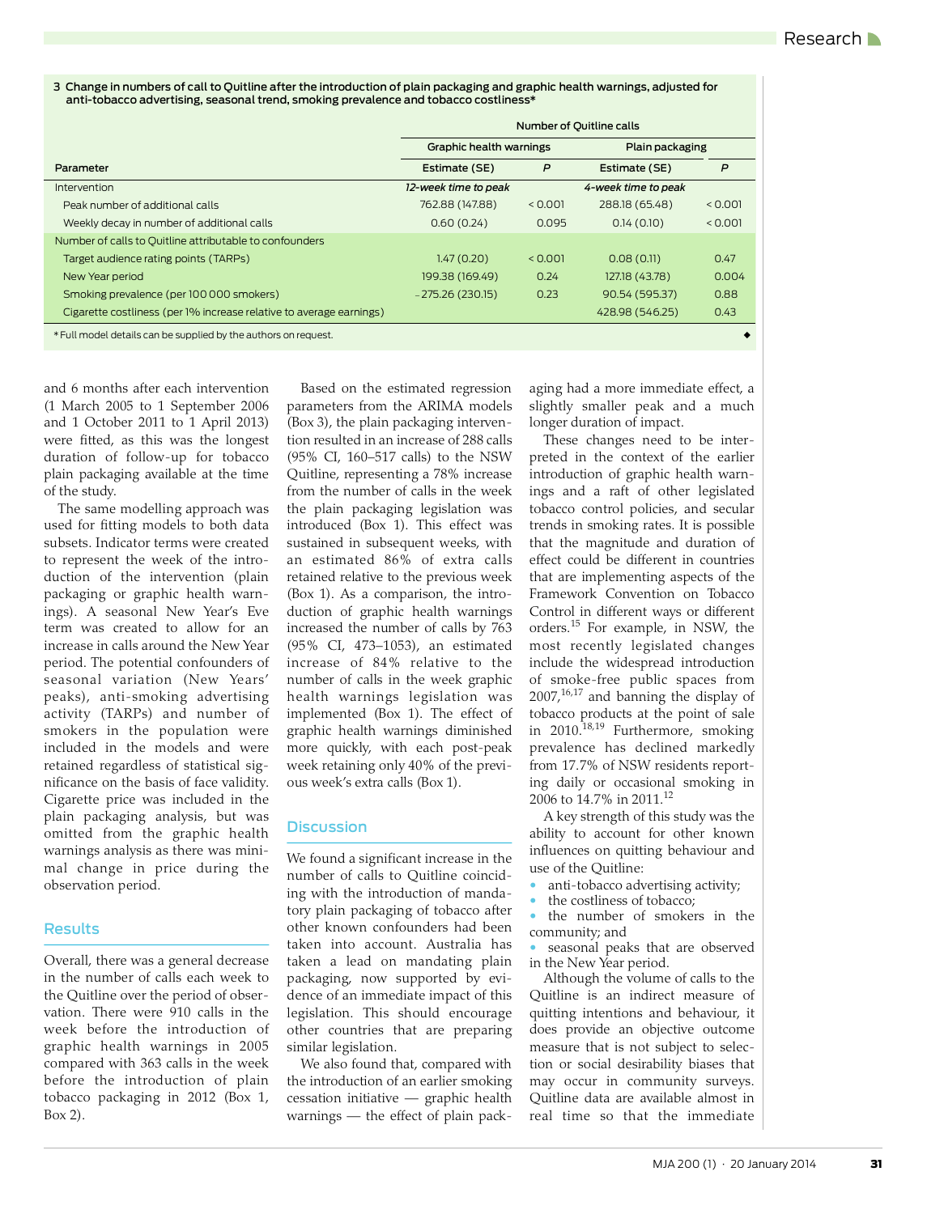**3 Change in numbers of call to Quitline after the introduction of plain packaging and graphic health warnings, adjusted for anti-tobacco advertising, seasonal trend, smoking prevalence and tobacco costliness***

| Parameter | Number of Quitline calls | | | |
|---|---|---|---|---|
| | Graphic health warnings | | Plain packaging | |
| | Estimate (SE) | *P* | Estimate (SE) | *P* |
| Intervention | *12-week time to peak* | | *4-week time to peak* | |
| Peak number of additional calls | 762.88 (147.88) | < 0.001 | 288.18 (65.48) | < 0.001 |
| Weekly decay in number of additional calls | 0.60 (0.24) | 0.095 | 0.14 (0.10) | < 0.001 |
| Number of calls to Quitline attributable to confounders | | | | |
| Target audience rating points (TARPs) | 1.47 (0.20) | < 0.001 | 0.08 (0.11) | 0.47 |
| New Year period | 199.38 (169.49) | 0.24 | 127.18 (43.78) | 0.004 |
| Smoking prevalence (per 100 000 smokers) | −275.26 (230.15) | 0.23 | 90.54 (595.37) | 0.88 |
| Cigarette costliness (per 1% increase relative to average earnings) | | | 428.98 (546.25) | 0.43 |

\* Full model details can be supplied by the authors on request.

and 6 months after each intervention (1 March 2005 to 1 September 2006 and 1 October 2011 to 1 April 2013) were fitted, as this was the longest duration of follow-up for tobacco plain packaging available at the time of the study.

The same modelling approach was used for fitting models to both data subsets. Indicator terms were created to represent the week of the introduction of the intervention (plain packaging or graphic health warnings). A seasonal New Year's Eve term was created to allow for an increase in calls around the New Year period. The potential confounders of seasonal variation (New Years' peaks), anti-smoking advertising activity (TARPs) and number of smokers in the population were included in the models and were retained regardless of statistical significance on the basis of face validity. Cigarette price was included in the plain packaging analysis, but was omitted from the graphic health warnings analysis as there was minimal change in price during the observation period.

## Results

Overall, there was a general decrease in the number of calls each week to the Quitline over the period of observation. There were 910 calls in the week before the introduction of graphic health warnings in 2005 compared with 363 calls in the week before the introduction of plain tobacco packaging in 2012 (Box 1, Box 2).

Based on the estimated regression parameters from the ARIMA models (Box 3), the plain packaging intervention resulted in an increase of 288 calls (95% CI, 160–517 calls) to the NSW Quitline, representing a 78% increase from the number of calls in the week the plain packaging legislation was introduced (Box 1). This effect was sustained in subsequent weeks, with an estimated 86% of extra calls retained relative to the previous week (Box 1). As a comparison, the introduction of graphic health warnings increased the number of calls by 763 (95% CI, 473–1053), an estimated increase of 84% relative to the number of calls in the week graphic health warnings legislation was implemented (Box 1). The effect of graphic health warnings diminished more quickly, with each post-peak week retaining only 40% of the previous week's extra calls (Box 1).

## Discussion

We found a significant increase in the number of calls to Quitline coinciding with the introduction of mandatory plain packaging of tobacco after other known confounders had been taken into account. Australia has taken a lead on mandating plain packaging, now supported by evidence of an immediate impact of this legislation. This should encourage other countries that are preparing similar legislation.

We also found that, compared with the introduction of an earlier smoking cessation initiative — graphic health warnings — the effect of plain packaging had a more immediate effect, a slightly smaller peak and a much longer duration of impact.

These changes need to be interpreted in the context of the earlier introduction of graphic health warnings and a raft of other legislated tobacco control policies, and secular trends in smoking rates. It is possible that the magnitude and duration of effect could be different in countries that are implementing aspects of the Framework Convention on Tobacco Control in different ways or different orders.[15] For example, in NSW, the most recently legislated changes include the widespread introduction of smoke-free public spaces from 2007,[16,17] and banning the display of tobacco products at the point of sale in 2010.[18,19] Furthermore, smoking prevalence has declined markedly from 17.7% of NSW residents reporting daily or occasional smoking in 2006 to 14.7% in 2011.[12]

A key strength of this study was the ability to account for other known influences on quitting behaviour and use of the Quitline:

- anti-tobacco advertising activity;
- the costliness of tobacco;
- the number of smokers in the community; and
- seasonal peaks that are observed in the New Year period.

Although the volume of calls to the Quitline is an indirect measure of quitting intentions and behaviour, it does provide an objective outcome measure that is not subject to selection or social desirability biases that may occur in community surveys. Quitline data are available almost in real time so that the immediate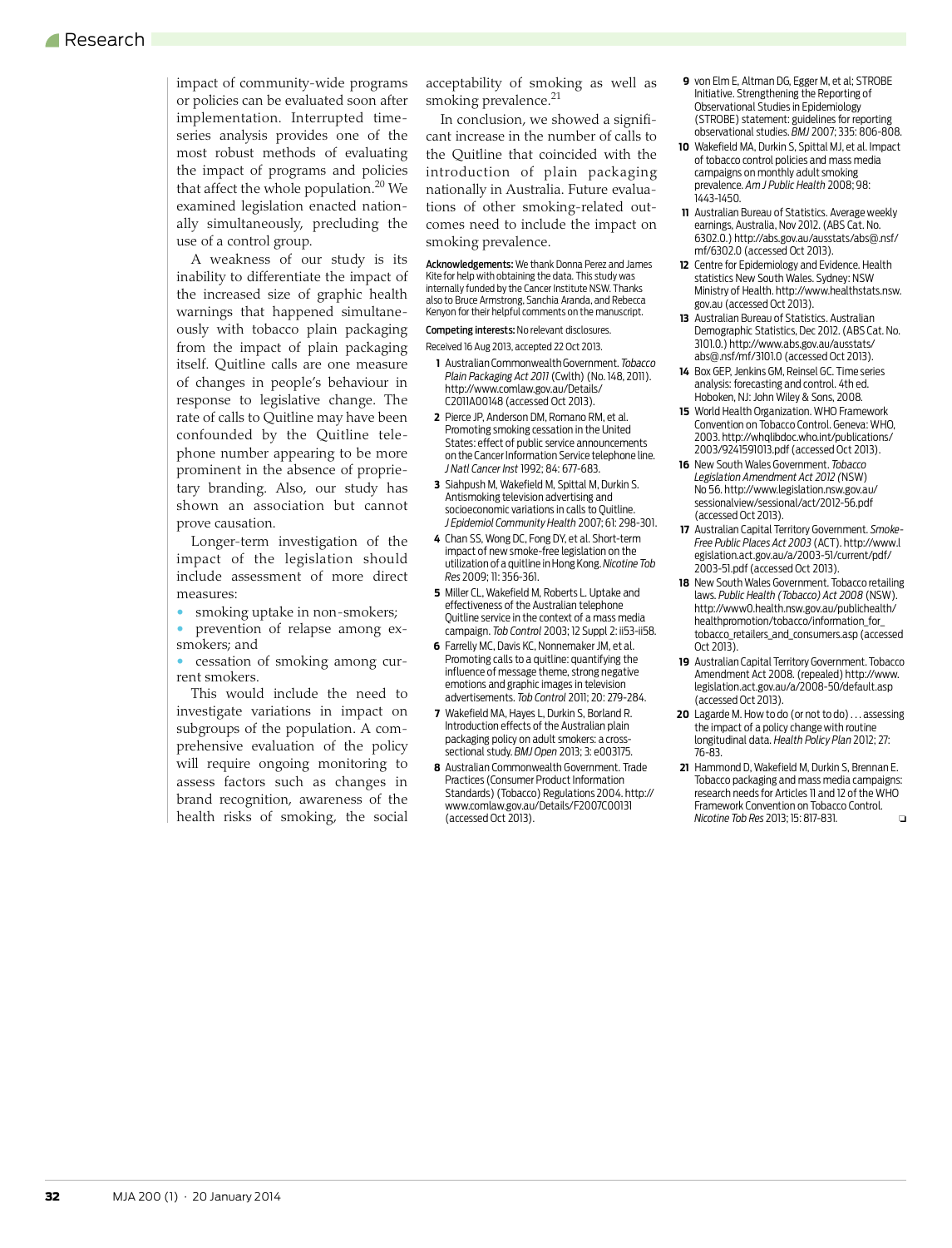impact of community-wide programs or policies can be evaluated soon after implementation. Interrupted time-series analysis provides one of the most robust methods of evaluating the impact of programs and policies that affect the whole population.[20] We examined legislation enacted nationally simultaneously, precluding the use of a control group.

A weakness of our study is its inability to differentiate the impact of the increased size of graphic health warnings that happened simultaneously with tobacco plain packaging from the impact of plain packaging itself. Quitline calls are one measure of changes in people's behaviour in response to legislative change. The rate of calls to Quitline may have been confounded by the Quitline telephone number appearing to be more prominent in the absence of proprietary branding. Also, our study has shown an association but cannot prove causation.

Longer-term investigation of the impact of the legislation should include assessment of more direct measures:

- smoking uptake in non-smokers;
- prevention of relapse among ex-smokers; and
- cessation of smoking among current smokers.

This would include the need to investigate variations in impact on subgroups of the population. A comprehensive evaluation of the policy will require ongoing monitoring to assess factors such as changes in brand recognition, awareness of the health risks of smoking, the social acceptability of smoking as well as smoking prevalence.[21]

In conclusion, we showed a significant increase in the number of calls to the Quitline that coincided with the introduction of plain packaging nationally in Australia. Future evaluations of other smoking-related outcomes need to include the impact on smoking prevalence.

**Acknowledgements:** We thank Donna Perez and James Kite for help with obtaining the data. This study was internally funded by the Cancer Institute NSW. Thanks also to Bruce Armstrong, Sanchia Aranda, and Rebecca Kenyon for their helpful comments on the manuscript.

**Competing interests:** No relevant disclosures.

Received 16 Aug 2013, accepted 22 Oct 2013.

1. Australian Commonwealth Government. *Tobacco Plain Packaging Act 2011* (Cwlth) (No. 148, 2011). http://www.comlaw.gov.au/Details/C2011A00148 (accessed Oct 2013).
2. Pierce JP, Anderson DM, Romano RM, et al. Promoting smoking cessation in the United States: effect of public service announcements on the Cancer Information Service telephone line. *J Natl Cancer Inst* 1992; 84: 677-683.
3. Siahpush M, Wakefield M, Spittal M, Durkin S. Antismoking television advertising and socioeconomic variations in calls to Quitline. *J Epidemiol Community Health* 2007; 61: 298-301.
4. Chan SS, Wong DC, Fong DY, et al. Short-term impact of new smoke-free legislation on the utilization of a quitline in Hong Kong. *Nicotine Tob Res* 2009; 11: 356-361.
5. Miller CL, Wakefield M, Roberts L. Uptake and effectiveness of the Australian telephone Quitline service in the context of a mass media campaign. *Tob Control* 2003; 12 Suppl 2: ii53-ii58.
6. Farrelly MC, Davis KC, Nonnemaker JM, et al. Promoting calls to a quitline: quantifying the influence of message theme, strong negative emotions and graphic images in television advertisements. *Tob Control* 2011; 20: 279-284.
7. Wakefield MA, Hayes L, Durkin S, Borland R. Introduction effects of the Australian plain packaging policy on adult smokers: a cross-sectional study. *BMJ Open* 2013; 3: e003175.
8. Australian Commonwealth Government. Trade Practices (Consumer Product Information Standards) (Tobacco) Regulations 2004. http://www.comlaw.gov.au/Details/F2007C00131 (accessed Oct 2013).
9. von Elm E, Altman DG, Egger M, et al; STROBE Initiative. Strengthening the Reporting of Observational Studies in Epidemiology (STROBE) statement: guidelines for reporting observational studies. *BMJ* 2007; 335: 806-808.
10. Wakefield MA, Durkin S, Spittal MJ, et al. Impact of tobacco control policies and mass media campaigns on monthly adult smoking prevalence. *Am J Public Health* 2008; 98: 1443-1450.
11. Australian Bureau of Statistics. Average weekly earnings, Australia, Nov 2012. (ABS Cat. No. 6302.0.) http://abs.gov.au/ausstats/abs@.nsf/mf/6302.0 (accessed Oct 2013).
12. Centre for Epidemiology and Evidence. Health statistics New South Wales. Sydney: NSW Ministry of Health. http://www.healthstats.nsw.gov.au (accessed Oct 2013).
13. Australian Bureau of Statistics. Australian Demographic Statistics, Dec 2012. (ABS Cat. No. 3101.0.) http://www.abs.gov.au/ausstats/abs@.nsf/mf/3101.0 (accessed Oct 2013).
14. Box GEP, Jenkins GM, Reinsel GC. Time series analysis: forecasting and control. 4th ed. Hoboken, NJ: John Wiley & Sons, 2008.
15. World Health Organization. WHO Framework Convention on Tobacco Control. Geneva: WHO, 2003. http://whqlibdoc.who.int/publications/2003/9241591013.pdf (accessed Oct 2013).
16. New South Wales Government. *Tobacco Legislation Amendment Act 2012* (NSW) No 56. http://www.legislation.nsw.gov.au/sessionalview/sessional/act/2012-56.pdf (accessed Oct 2013).
17. Australian Capital Territory Government. *Smoke-Free Public Places Act 2003* (ACT). http://www.legislation.act.gov.au/a/2003-51/current/pdf/2003-51.pdf (accessed Oct 2013).
18. New South Wales Government. Tobacco retailing laws. *Public Health (Tobacco) Act 2008* (NSW). http://www0.health.nsw.gov.au/publichealth/healthpromotion/tobacco/information_for_tobacco_retailers_and_consumers.asp (accessed Oct 2013).
19. Australian Capital Territory Government. Tobacco Amendment Act 2008. (repealed) http://www.legislation.act.gov.au/a/2008-50/default.asp (accessed Oct 2013).
20. Lagarde M. How to do (or not to do) . . . assessing the impact of a policy change with routine longitudinal data. *Health Policy Plan* 2012; 27: 76-83.
21. Hammond D, Wakefield M, Durkin S, Brennan E. Tobacco packaging and mass media campaigns: research needs for Articles 11 and 12 of the WHO Framework Convention on Tobacco Control. *Nicotine Tob Res* 2013; 15: 817-831.